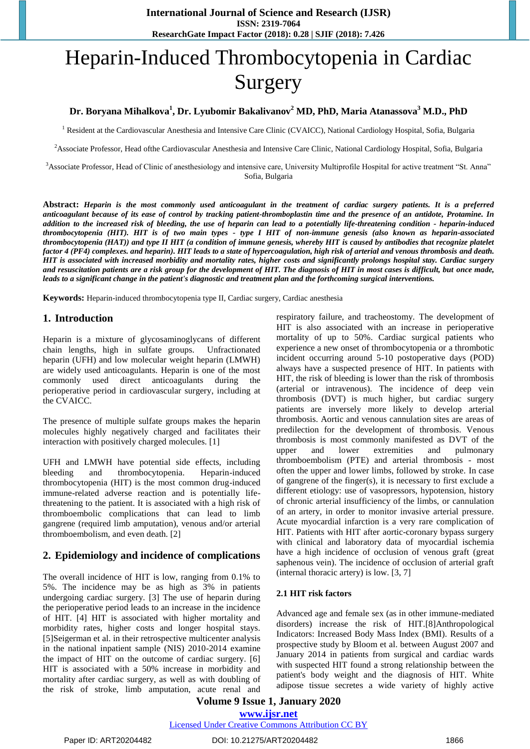# Heparin-Induced Thrombocytopenia in Cardiac Surgery

**Dr. Boryana Mihalkova[1], Dr. Lyubomir Bakalivanov[2] MD, PhD, Maria Atanassova[3] M.D., PhD**

[1] Resident at the Cardiovascular Anesthesia and Intensive Care Clinic (CVAICC), National Cardiology Hospital, Sofia, Bulgaria

[2]Associate Professor, Head ofthe Cardiovascular Anesthesia and Intensive Care Clinic, National Cardiology Hospital, Sofia, Bulgaria

[3]Associate Professor, Head of Clinic of anesthesiology and intensive care, University Multiprofile Hospital for active treatment "St. Anna" Sofia, Bulgaria

**Abstract:** ***Heparin is the most commonly used anticoagulant in the treatment of cardiac surgery patients. It is a preferred anticoagulant because of its ease of control by tracking patient-thromboplastin time and the presence of an antidote, Protamine. In addition to the increased risk of bleeding, the use of heparin can lead to a potentially life-threatening condition - heparin-induced thrombocytopenia (HIT). HIT is of two main types - type I HIT of non-immune genesis (also known as heparin-associated thrombocytopenia (HAT)) and type II HIT (a condition of immune genesis, whereby HIT is caused by antibodies that recognize platelet factor 4 (PF4) complexes. and heparin). HIT leads to a state of hypercoagulation, high risk of arterial and venous thrombosis and death. HIT is associated with increased morbidity and mortality rates, higher costs and significantly prolongs hospital stay. Cardiac surgery and resuscitation patients are a risk group for the development of HIT. The diagnosis of HIT in most cases is difficult, but once made, leads to a significant change in the patient's diagnostic and treatment plan and the forthcoming surgical interventions.***

**Keywords:** Heparin-induced thrombocytopenia type II, Cardiac surgery, Cardiac anesthesia

## 1. Introduction

Heparin is a mixture of glycosaminoglycans of different chain lengths, high in sulfate groups. Unfractionated heparin (UFH) and low molecular weight heparin (LMWH) are widely used anticoagulants. Heparin is one of the most commonly used direct anticoagulants during the perioperative period in cardiovascular surgery, including at the CVAICC.

The presence of multiple sulfate groups makes the heparin molecules highly negatively charged and facilitates their interaction with positively charged molecules. [1]

UFH and LMWH have potential side effects, including bleeding and thrombocytopenia. Heparin-induced thrombocytopenia (HIT) is the most common drug-induced immune-related adverse reaction and is potentially life-threatening to the patient. It is associated with a high risk of thromboembolic complications that can lead to limb gangrene (required limb amputation), venous and/or arterial thromboembolism, and even death. [2]

## 2. Epidemiology and incidence of complications

The overall incidence of HIT is low, ranging from 0.1% to 5%. The incidence may be as high as 3% in patients undergoing cardiac surgery. [3] The use of heparin during the perioperative period leads to an increase in the incidence of HIT. [4] HIT is associated with higher mortality and morbidity rates, higher costs and longer hospital stays. [5]Seigerman et al. in their retrospective multicenter analysis in the national inpatient sample (NIS) 2010-2014 examine the impact of HIT on the outcome of cardiac surgery. [6] HIT is associated with a 50% increase in morbidity and mortality after cardiac surgery, as well as with doubling of the risk of stroke, limb amputation, acute renal and respiratory failure, and tracheostomy. The development of HIT is also associated with an increase in perioperative mortality of up to 50%. Cardiac surgical patients who experience a new onset of thrombocytopenia or a thrombotic incident occurring around 5-10 postoperative days (POD) always have a suspected presence of HIT. In patients with HIT, the risk of bleeding is lower than the risk of thrombosis (arterial or intravenous). The incidence of deep vein thrombosis (DVT) is much higher, but cardiac surgery patients are inversely more likely to develop arterial thrombosis. Aortic and venous cannulation sites are areas of predilection for the development of thrombosis. Venous thrombosis is most commonly manifested as DVT of the upper and lower extremities and pulmonary thromboembolism (PTE) and arterial thrombosis - most often the upper and lower limbs, followed by stroke. In case of gangrene of the finger(s), it is necessary to first exclude a different etiology: use of vasopressors, hypotension, history of chronic arterial insufficiency of the limbs, or cannulation of an artery, in order to monitor invasive arterial pressure. Acute myocardial infarction is a very rare complication of HIT. Patients with HIT after aortic-coronary bypass surgery with clinical and laboratory data of myocardial ischemia have a high incidence of occlusion of venous graft (great saphenous vein). The incidence of occlusion of arterial graft (internal thoracic artery) is low. [3, 7]

### 2.1 HIT risk factors

Advanced age and female sex (as in other immune-mediated disorders) increase the risk of HIT.[8]Anthropological Indicators: Increased Body Mass Index (BMI). Results of a prospective study by Bloom et al. between August 2007 and January 2014 in patients from surgical and cardiac wards with suspected HIT found a strong relationship between the patient's body weight and the diagnosis of HIT. White adipose tissue secretes a wide variety of highly active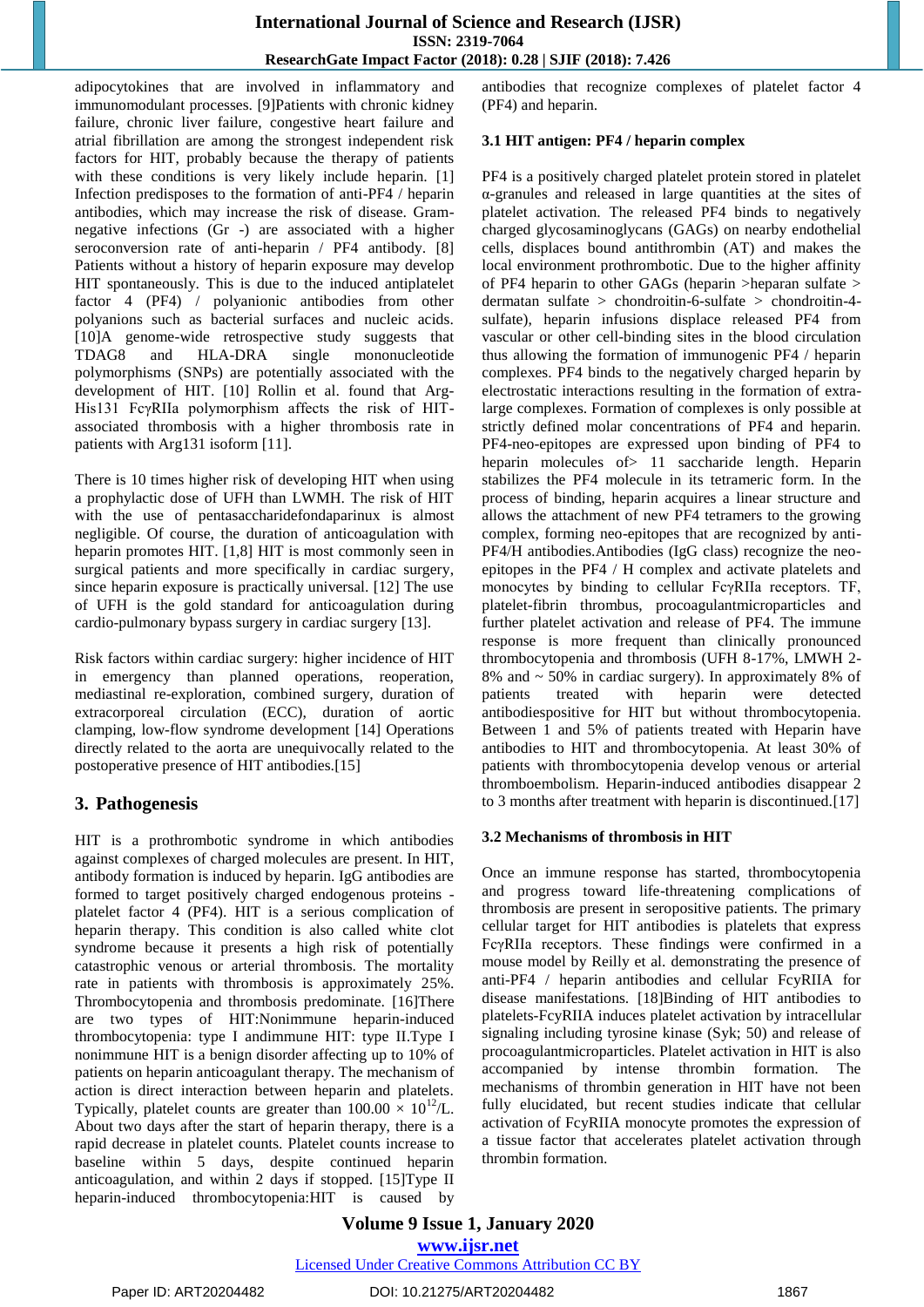adipocytokines that are involved in inflammatory and immunomodulant processes. [9]Patients with chronic kidney failure, chronic liver failure, congestive heart failure and atrial fibrillation are among the strongest independent risk factors for HIT, probably because the therapy of patients with these conditions is very likely include heparin. [1] Infection predisposes to the formation of anti-PF4 / heparin antibodies, which may increase the risk of disease. Gram-negative infections (Gr -) are associated with a higher seroconversion rate of anti-heparin / PF4 antibody. [8] Patients without a history of heparin exposure may develop HIT spontaneously. This is due to the induced antiplatelet factor 4 (PF4) / polyanionic antibodies from other polyanions such as bacterial surfaces and nucleic acids. [10]A genome-wide retrospective study suggests that TDAG8 and HLA-DRA single mononucleotide polymorphisms (SNPs) are potentially associated with the development of HIT. [10] Rollin et al. found that Arg-His131 FcγRIIa polymorphism affects the risk of HIT-associated thrombosis with a higher thrombosis rate in patients with Arg131 isoform [11].

There is 10 times higher risk of developing HIT when using a prophylactic dose of UFH than LWMH. The risk of HIT with the use of pentasaccharidefondaparinux is almost negligible. Of course, the duration of anticoagulation with heparin promotes HIT. [1,8] HIT is most commonly seen in surgical patients and more specifically in cardiac surgery, since heparin exposure is practically universal. [12] The use of UFH is the gold standard for anticoagulation during cardio-pulmonary bypass surgery in cardiac surgery [13].

Risk factors within cardiac surgery: higher incidence of HIT in emergency than planned operations, reoperation, mediastinal re-exploration, combined surgery, duration of extracorporeal circulation (ECC), duration of aortic clamping, low-flow syndrome development [14] Operations directly related to the aorta are unequivocally related to the postoperative presence of HIT antibodies.[15]

## 3. Pathogenesis

HIT is a prothrombotic syndrome in which antibodies against complexes of charged molecules are present. In HIT, antibody formation is induced by heparin. IgG antibodies are formed to target positively charged endogenous proteins - platelet factor 4 (PF4). HIT is a serious complication of heparin therapy. This condition is also called white clot syndrome because it presents a high risk of potentially catastrophic venous or arterial thrombosis. The mortality rate in patients with thrombosis is approximately 25%. Thrombocytopenia and thrombosis predominate. [16]There are two types of HIT:Nonimmune heparin-induced thrombocytopenia: type I andimmune HIT: type II.Type I nonimmune HIT is a benign disorder affecting up to 10% of patients on heparin anticoagulant therapy. The mechanism of action is direct interaction between heparin and platelets. Typically, platelet counts are greater than $100.00 \times 10^{12}$/L. About two days after the start of heparin therapy, there is a rapid decrease in platelet counts. Platelet counts increase to baseline within 5 days, despite continued heparin anticoagulation, and within 2 days if stopped. [15]Type II heparin-induced thrombocytopenia:HIT is caused by antibodies that recognize complexes of platelet factor 4 (PF4) and heparin.

### 3.1 HIT antigen: PF4 / heparin complex

PF4 is a positively charged platelet protein stored in platelet α-granules and released in large quantities at the sites of platelet activation. The released PF4 binds to negatively charged glycosaminoglycans (GAGs) on nearby endothelial cells, displaces bound antithrombin (AT) and makes the local environment prothrombotic. Due to the higher affinity of PF4 heparin to other GAGs (heparin >heparan sulfate > dermatan sulfate > chondroitin-6-sulfate > chondroitin-4-sulfate), heparin infusions displace released PF4 from vascular or other cell-binding sites in the blood circulation thus allowing the formation of immunogenic PF4 / heparin complexes. PF4 binds to the negatively charged heparin by electrostatic interactions resulting in the formation of extra-large complexes. Formation of complexes is only possible at strictly defined molar concentrations of PF4 and heparin. PF4-neo-epitopes are expressed upon binding of PF4 to heparin molecules of> 11 saccharide length. Heparin stabilizes the PF4 molecule in its tetrameric form. In the process of binding, heparin acquires a linear structure and allows the attachment of new PF4 tetramers to the growing complex, forming neo-epitopes that are recognized by anti-PF4/H antibodies.Antibodies (IgG class) recognize the neo-epitopes in the PF4 / H complex and activate platelets and monocytes by binding to cellular FcγRIIa receptors. TF, platelet-fibrin thrombus, procoagulantmicroparticles and further platelet activation and release of PF4. The immune response is more frequent than clinically pronounced thrombocytopenia and thrombosis (UFH 8-17%, LMWH 2-8% and ~ 50% in cardiac surgery). In approximately 8% of patients treated with heparin were detected antibodiespositive for HIT but without thrombocytopenia. Between 1 and 5% of patients treated with Heparin have antibodies to HIT and thrombocytopenia. At least 30% of patients with thrombocytopenia develop venous or arterial thromboembolism. Heparin-induced antibodies disappear 2 to 3 months after treatment with heparin is discontinued.[17]

### 3.2 Mechanisms of thrombosis in HIT

Once an immune response has started, thrombocytopenia and progress toward life-threatening complications of thrombosis are present in seropositive patients. The primary cellular target for HIT antibodies is platelets that express FcγRIIa receptors. These findings were confirmed in a mouse model by Reilly et al. demonstrating the presence of anti-PF4 / heparin antibodies and cellular FcγRIIA for disease manifestations. [18]Binding of HIT antibodies to platelets-FcγRIIA induces platelet activation by intracellular signaling including tyrosine kinase (Syk; 50) and release of procoagulantmicroparticles. Platelet activation in HIT is also accompanied by intense thrombin formation. The mechanisms of thrombin generation in HIT have not been fully elucidated, but recent studies indicate that cellular activation of FcγRIIA monocyte promotes the expression of a tissue factor that accelerates platelet activation through thrombin formation.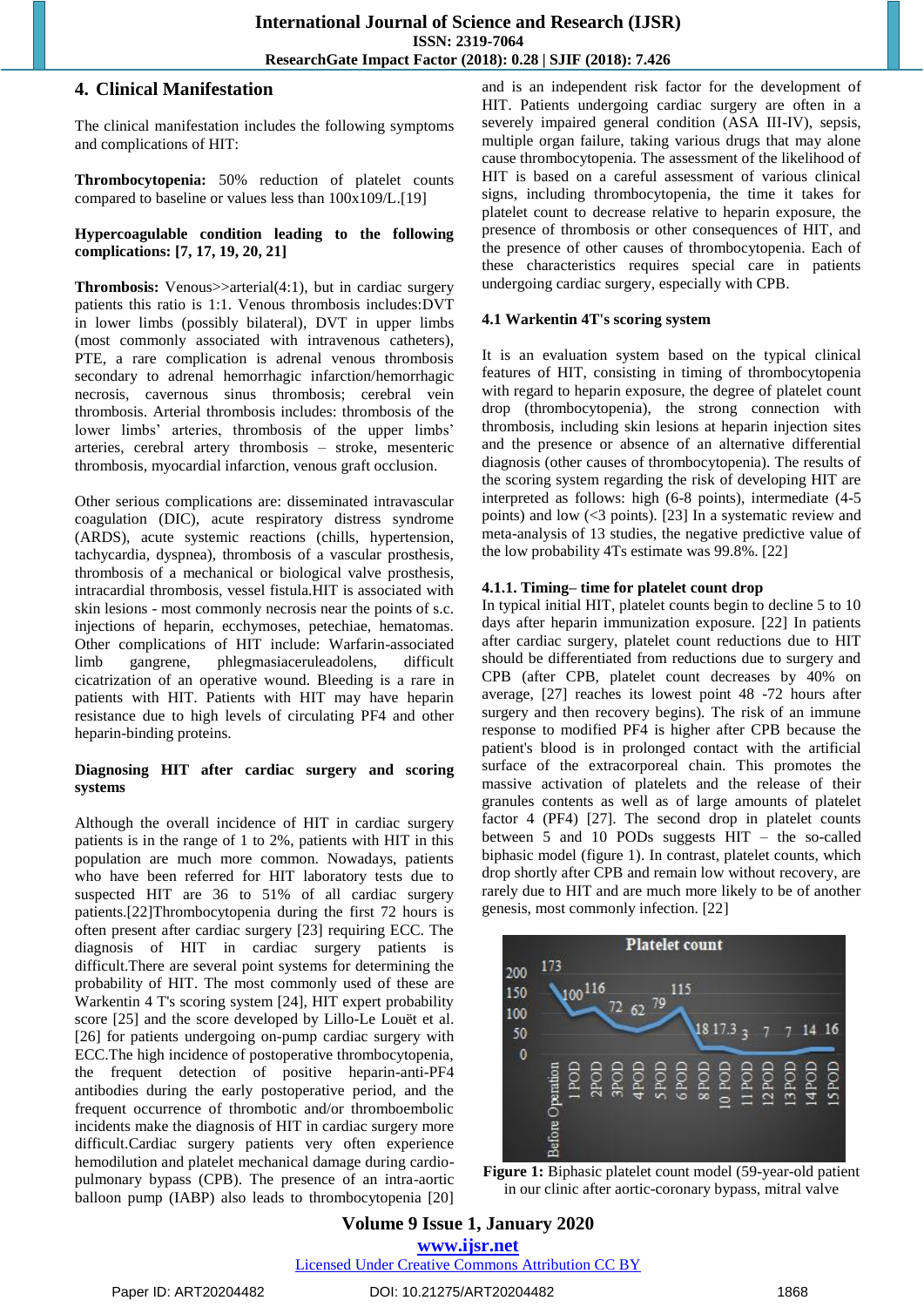## 4. Clinical Manifestation

The clinical manifestation includes the following symptoms and complications of HIT:

**Thrombocytopenia:** 50% reduction of platelet counts compared to baseline or values less than 100x109/L.[19]

**Hypercoagulable condition leading to the following complications: [7, 17, 19, 20, 21]**

**Thrombosis:** Venous>>arterial(4:1), but in cardiac surgery patients this ratio is 1:1. Venous thrombosis includes:DVT in lower limbs (possibly bilateral), DVT in upper limbs (most commonly associated with intravenous catheters), PTE, a rare complication is adrenal venous thrombosis secondary to adrenal hemorrhagic infarction/hemorrhagic necrosis, cavernous sinus thrombosis; cerebral vein thrombosis. Arterial thrombosis includes: thrombosis of the lower limbs' arteries, thrombosis of the upper limbs' arteries, cerebral artery thrombosis – stroke, mesenteric thrombosis, myocardial infarction, venous graft occlusion.

Other serious complications are: disseminated intravascular coagulation (DIC), acute respiratory distress syndrome (ARDS), acute systemic reactions (chills, hypertension, tachycardia, dyspnea), thrombosis of a vascular prosthesis, thrombosis of a mechanical or biological valve prosthesis, intracardial thrombosis, vessel fistula.HIT is associated with skin lesions - most commonly necrosis near the points of s.c. injections of heparin, ecchymoses, petechiae, hematomas. Other complications of HIT include: Warfarin-associated limb gangrene, phlegmasiaceruleadolens, difficult cicatrization of an operative wound. Bleeding is a rare in patients with HIT. Patients with HIT may have heparin resistance due to high levels of circulating PF4 and other heparin-binding proteins.

**Diagnosing HIT after cardiac surgery and scoring systems**

Although the overall incidence of HIT in cardiac surgery patients is in the range of 1 to 2%, patients with HIT in this population are much more common. Nowadays, patients who have been referred for HIT laboratory tests due to suspected HIT are 36 to 51% of all cardiac surgery patients.[22]Thrombocytopenia during the first 72 hours is often present after cardiac surgery [23] requiring ECC. The diagnosis of HIT in cardiac surgery patients is difficult.There are several point systems for determining the probability of HIT. The most commonly used of these are Warkentin 4 T's scoring system [24], HIT expert probability score [25] and the score developed by Lillo-Le Louët et al. [26] for patients undergoing on-pump cardiac surgery with ECC.The high incidence of postoperative thrombocytopenia, the frequent detection of positive heparin-anti-PF4 antibodies during the early postoperative period, and the frequent occurrence of thrombotic and/or thromboembolic incidents make the diagnosis of HIT in cardiac surgery more difficult.Cardiac surgery patients very often experience hemodilution and platelet mechanical damage during cardio-pulmonary bypass (CPB). The presence of an intra-aortic balloon pump (IABP) also leads to thrombocytopenia [20] and is an independent risk factor for the development of HIT. Patients undergoing cardiac surgery are often in a severely impaired general condition (ASA III-IV), sepsis, multiple organ failure, taking various drugs that may alone cause thrombocytopenia. The assessment of the likelihood of HIT is based on a careful assessment of various clinical signs, including thrombocytopenia, the time it takes for platelet count to decrease relative to heparin exposure, the presence of thrombosis or other consequences of HIT, and the presence of other causes of thrombocytopenia. Each of these characteristics requires special care in patients undergoing cardiac surgery, especially with CPB.

### 4.1 Warkentin 4T's scoring system

It is an evaluation system based on the typical clinical features of HIT, consisting in timing of thrombocytopenia with regard to heparin exposure, the degree of platelet count drop (thrombocytopenia), the strong connection with thrombosis, including skin lesions at heparin injection sites and the presence or absence of an alternative differential diagnosis (other causes of thrombocytopenia). The results of the scoring system regarding the risk of developing HIT are interpreted as follows: high (6-8 points), intermediate (4-5 points) and low (<3 points). [23] In a systematic review and meta-analysis of 13 studies, the negative predictive value of the low probability 4Ts estimate was 99.8%. [22]

#### 4.1.1. Timing– time for platelet count drop

In typical initial HIT, platelet counts begin to decline 5 to 10 days after heparin immunization exposure. [22] In patients after cardiac surgery, platelet count reductions due to HIT should be differentiated from reductions due to surgery and CPB (after CPB, platelet count decreases by 40% on average, [27] reaches its lowest point 48 -72 hours after surgery and then recovery begins). The risk of an immune response to modified PF4 is higher after CPB because the patient's blood is in prolonged contact with the artificial surface of the extracorporeal chain. This promotes the massive activation of platelets and the release of their granules contents as well as of large amounts of platelet factor 4 (PF4) [27]. The second drop in platelet counts between 5 and 10 PODs suggests HIT – the so-called biphasic model (figure 1). In contrast, platelet counts, which drop shortly after CPB and remain low without recovery, are rarely due to HIT and are much more likely to be of another genesis, most commonly infection. [22]

Figure 1: Biphasic platelet count model (59-year-old patient in our clinic after aortic-coronary bypass, mitral valve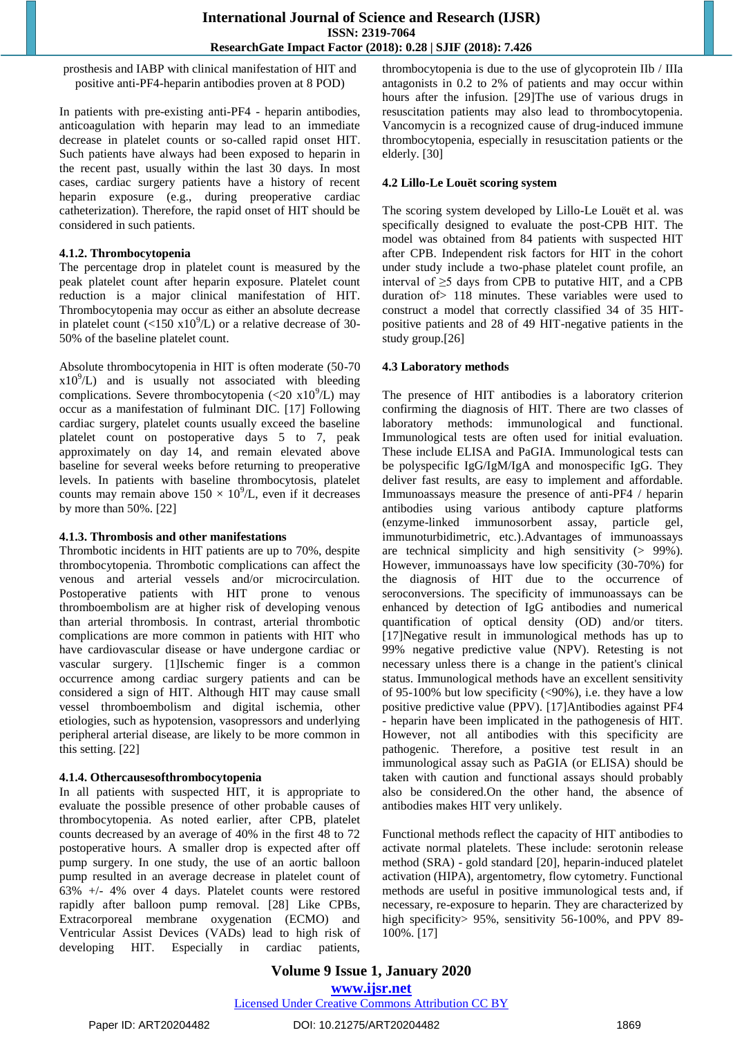prosthesis and IABP with clinical manifestation of HIT and positive anti-PF4-heparin antibodies proven at 8 POD)

In patients with pre-existing anti-PF4 - heparin antibodies, anticoagulation with heparin may lead to an immediate decrease in platelet counts or so-called rapid onset HIT. Such patients have always had been exposed to heparin in the recent past, usually within the last 30 days. In most cases, cardiac surgery patients have a history of recent heparin exposure (e.g., during preoperative cardiac catheterization). Therefore, the rapid onset of HIT should be considered in such patients.

#### 4.1.2. Thrombocytopenia

The percentage drop in platelet count is measured by the peak platelet count after heparin exposure. Platelet count reduction is a major clinical manifestation of HIT. Thrombocytopenia may occur as either an absolute decrease in platelet count (<150 $x10^9$/L) or a relative decrease of 30-50% of the baseline platelet count.

Absolute thrombocytopenia in HIT is often moderate (50-70 $x10^9$/L) and is usually not associated with bleeding complications. Severe thrombocytopenia (<20 $x10^9$/L) may occur as a manifestation of fulminant DIC. [17] Following cardiac surgery, platelet counts usually exceed the baseline platelet count on postoperative days 5 to 7, peak approximately on day 14, and remain elevated above baseline for several weeks before returning to preoperative levels. In patients with baseline thrombocytosis, platelet counts may remain above 150 × $10^9$/L, even if it decreases by more than 50%. [22]

#### 4.1.3. Thrombosis and other manifestations

Thrombotic incidents in HIT patients are up to 70%, despite thrombocytopenia. Thrombotic complications can affect the venous and arterial vessels and/or microcirculation. Postoperative patients with HIT prone to venous thromboembolism are at higher risk of developing venous than arterial thrombosis. In contrast, arterial thrombotic complications are more common in patients with HIT who have cardiovascular disease or have undergone cardiac or vascular surgery. [1]Ischemic finger is a common occurrence among cardiac surgery patients and can be considered a sign of HIT. Although HIT may cause small vessel thromboembolism and digital ischemia, other etiologies, such as hypotension, vasopressors and underlying peripheral arterial disease, are likely to be more common in this setting. [22]

#### 4.1.4. Othercausesofthrombocytopenia

In all patients with suspected HIT, it is appropriate to evaluate the possible presence of other probable causes of thrombocytopenia. As noted earlier, after CPB, platelet counts decreased by an average of 40% in the first 48 to 72 postoperative hours. A smaller drop is expected after off pump surgery. In one study, the use of an aortic balloon pump resulted in an average decrease in platelet count of 63% +/- 4% over 4 days. Platelet counts were restored rapidly after balloon pump removal. [28] Like CPBs, Extracorporeal membrane oxygenation (ECMO) and Ventricular Assist Devices (VADs) lead to high risk of developing HIT. Especially in cardiac patients, thrombocytopenia is due to the use of glycoprotein IIb / IIIa antagonists in 0.2 to 2% of patients and may occur within hours after the infusion. [29]The use of various drugs in resuscitation patients may also lead to thrombocytopenia. Vancomycin is a recognized cause of drug-induced immune thrombocytopenia, especially in resuscitation patients or the elderly. [30]

### 4.2 Lillo-Le Louët scoring system

The scoring system developed by Lillo-Le Louët et al. was specifically designed to evaluate the post-CPB HIT. The model was obtained from 84 patients with suspected HIT after CPB. Independent risk factors for HIT in the cohort under study include a two-phase platelet count profile, an interval of ≥5 days from CPB to putative HIT, and a CPB duration of> 118 minutes. These variables were used to construct a model that correctly classified 34 of 35 HIT-positive patients and 28 of 49 HIT-negative patients in the study group.[26]

### 4.3 Laboratory methods

The presence of HIT antibodies is a laboratory criterion confirming the diagnosis of HIT. There are two classes of laboratory methods: immunological and functional. Immunological tests are often used for initial evaluation. These include ELISA and PaGIA. Immunological tests can be polyspecific IgG/IgM/IgA and monospecific IgG. They deliver fast results, are easy to implement and affordable. Immunoassays measure the presence of anti-PF4 / heparin antibodies using various antibody capture platforms (enzyme-linked immunosorbent assay, particle gel, immunoturbidimetric, etc.).Advantages of immunoassays are technical simplicity and high sensitivity (> 99%). However, immunoassays have low specificity (30-70%) for the diagnosis of HIT due to the occurrence of seroconversions. The specificity of immunoassays can be enhanced by detection of IgG antibodies and numerical quantification of optical density (OD) and/or titers. [17]Negative result in immunological methods has up to 99% negative predictive value (NPV). Retesting is not necessary unless there is a change in the patient's clinical status. Immunological methods have an excellent sensitivity of 95-100% but low specificity (<90%), i.e. they have a low positive predictive value (PPV). [17]Antibodies against PF4 - heparin have been implicated in the pathogenesis of HIT. However, not all antibodies with this specificity are pathogenic. Therefore, a positive test result in an immunological assay such as PaGIA (or ELISA) should be taken with caution and functional assays should probably also be considered.On the other hand, the absence of antibodies makes HIT very unlikely.

Functional methods reflect the capacity of HIT antibodies to activate normal platelets. These include: serotonin release method (SRA) - gold standard [20], heparin-induced platelet activation (HIPA), argentometry, flow cytometry. Functional methods are useful in positive immunological tests and, if necessary, re-exposure to heparin. They are characterized by high specificity> 95%, sensitivity 56-100%, and PPV 89-100%. [17]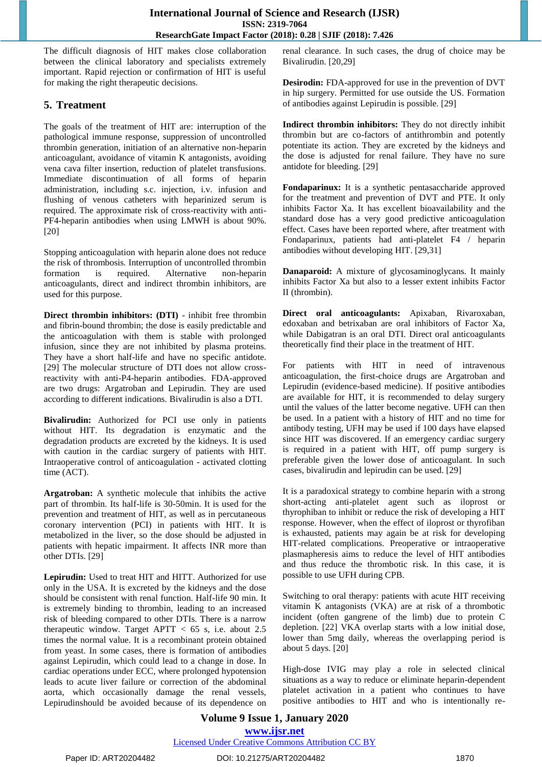The difficult diagnosis of HIT makes close collaboration between the clinical laboratory and specialists extremely important. Rapid rejection or confirmation of HIT is useful for making the right therapeutic decisions.

## 5. Treatment

The goals of the treatment of HIT are: interruption of the pathological immune response, suppression of uncontrolled thrombin generation, initiation of an alternative non-heparin anticoagulant, avoidance of vitamin K antagonists, avoiding vena cava filter insertion, reduction of platelet transfusions. Immediate discontinuation of all forms of heparin administration, including s.c. injection, i.v. infusion and flushing of venous catheters with heparinized serum is required. The approximate risk of cross-reactivity with anti-PF4-heparin antibodies when using LMWH is about 90%. [20]

Stopping anticoagulation with heparin alone does not reduce the risk of thrombosis. Interruption of uncontrolled thrombin formation is required. Alternative non-heparin anticoagulants, direct and indirect thrombin inhibitors, are used for this purpose.

**Direct thrombin inhibitors: (DTI)** - inhibit free thrombin and fibrin-bound thrombin; the dose is easily predictable and the anticoagulation with them is stable with prolonged infusion, since they are not inhibited by plasma proteins. They have a short half-life and have no specific antidote. [29] The molecular structure of DTI does not allow cross-reactivity with anti-P4-heparin antibodies. FDA-approved are two drugs: Argatroban and Lepirudin. They are used according to different indications. Bivalirudin is also a DTI.

**Bivalirudin:** Authorized for PCI use only in patients without HIT. Its degradation is enzymatic and the degradation products are excreted by the kidneys. It is used with caution in the cardiac surgery of patients with HIT. Intraoperative control of anticoagulation - activated clotting time (ACT).

**Argatroban:** A synthetic molecule that inhibits the active part of thrombin. Its half-life is 30-50min. It is used for the prevention and treatment of HIT, as well as in percutaneous coronary intervention (PCI) in patients with HIT. It is metabolized in the liver, so the dose should be adjusted in patients with hepatic impairment. It affects INR more than other DTIs. [29]

**Lepirudin:** Used to treat HIT and HITT. Authorized for use only in the USA. It is excreted by the kidneys and the dose should be consistent with renal function. Half-life 90 min. It is extremely binding to thrombin, leading to an increased risk of bleeding compared to other DTIs. There is a narrow therapeutic window. Target APTT < 65 s, i.e. about 2.5 times the normal value. It is a recombinant protein obtained from yeast. In some cases, there is formation of antibodies against Lepirudin, which could lead to a change in dose. In cardiac operations under ECC, where prolonged hypotension leads to acute liver failure or correction of the abdominal aorta, which occasionally damage the renal vessels, Lepirudinshould be avoided because of its dependence on renal clearance. In such cases, the drug of choice may be Bivalirudin. [20,29]

**Desirodin:** FDA-approved for use in the prevention of DVT in hip surgery. Permitted for use outside the US. Formation of antibodies against Lepirudin is possible. [29]

**Indirect thrombin inhibitors:** They do not directly inhibit thrombin but are co-factors of antithrombin and potently potentiate its action. They are excreted by the kidneys and the dose is adjusted for renal failure. They have no sure antidote for bleeding. [29]

**Fondaparinux:** It is a synthetic pentasaccharide approved for the treatment and prevention of DVT and PTE. It only inhibits Factor Xa. It has excellent bioavailability and the standard dose has a very good predictive anticoagulation effect. Cases have been reported where, after treatment with Fondaparinux, patients had anti-platelet F4 / heparin antibodies without developing HIT. [29,31]

**Danaparoid:** A mixture of glycosaminoglycans. It mainly inhibits Factor Xa but also to a lesser extent inhibits Factor II (thrombin).

**Direct oral anticoagulants:** Apixaban, Rivaroxaban, edoxaban and betrixaban are oral inhibitors of Factor Xa, while Dabigatran is an oral DTI. Direct oral anticoagulants theoretically find their place in the treatment of HIT.

For patients with HIT in need of intravenous anticoagulation, the first-choice drugs are Argatroban and Lepirudin (evidence-based medicine). If positive antibodies are available for HIT, it is recommended to delay surgery until the values of the latter become negative. UFH can then be used. In a patient with a history of HIT and no time for antibody testing, UFH may be used if 100 days have elapsed since HIT was discovered. If an emergency cardiac surgery is required in a patient with HIT, off pump surgery is preferable given the lower dose of anticoagulant. In such cases, bivalirudin and lepirudin can be used. [29]

It is a paradoxical strategy to combine heparin with a strong short-acting anti-platelet agent such as iloprost or thyrophiban to inhibit or reduce the risk of developing a HIT response. However, when the effect of iloprost or thyrofiban is exhausted, patients may again be at risk for developing HIT-related complications. Preoperative or intraoperative plasmapheresis aims to reduce the level of HIT antibodies and thus reduce the thrombotic risk. In this case, it is possible to use UFH during CPB.

Switching to oral therapy: patients with acute HIT receiving vitamin K antagonists (VKA) are at risk of a thrombotic incident (often gangrene of the limb) due to protein C depletion. [22] VKA overlap starts with a low initial dose, lower than 5mg daily, whereas the overlapping period is about 5 days. [20]

High-dose IVIG may play a role in selected clinical situations as a way to reduce or eliminate heparin-dependent platelet activation in a patient who continues to have positive antibodies to HIT and who is intentionally re-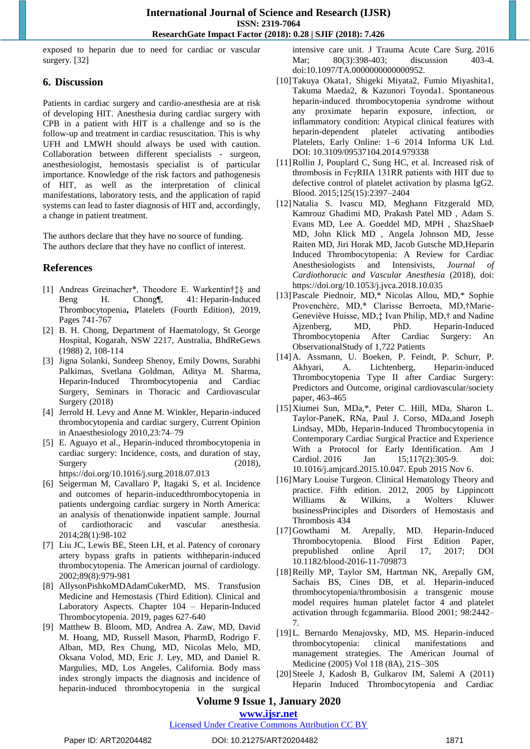exposed to heparin due to need for cardiac or vascular surgery. [32]

## 6. Discussion

Patients in cardiac surgery and cardio-anesthesia are at risk of developing HIT. Anesthesia during cardiac surgery with CPB in a patient with HIT is a challenge and so is the follow-up and treatment in cardiac resuscitation. This is why UFH and LMWH should always be used with caution. Collaboration between different specialists - surgeon, anesthesiologist, hemostasis specialist is of particular importance. Knowledge of the risk factors and pathogenesis of HIT, as well as the interpretation of clinical manifestations, laboratory tests, and the application of rapid systems can lead to faster diagnosis of HIT and, accordingly, a change in patient treatment.

The authors declare that they have no source of funding.
The authors declare that they have no conflict of interest.

## References

[1] Andreas Greinacher*, Theodore E. Warkentin†‡§ and Beng H. Chong¶, 41: Heparin-Induced Thrombocytopenia, Platelets (Fourth Edition), 2019, Pages 741-767

[2] B. H. Chong, Department of Haematology, St George Hospital, Kogarah, NSW 2217, Australia, BhdReGews (1988) 2, 108-114

[3] Jigna Solanki, Sundeep Shenoy, Emily Downs, Surabhi Palkimas, Svetlana Goldman, Aditya M. Sharma, Heparin-Induced Thrombocytopenia and Cardiac Surgery, Seminars in Thoracic and Cardiovascular Surgery (2018)

[4] Jerrold H. Levy and Anne M. Winkler, Heparin-induced thrombocytopenia and cardiac surgery, Current Opinion in Anaesthesiology 2010,23:74–79

[5] E. Aguayo et al., Heparin-induced thrombocytopenia in cardiac surgery: Incidence, costs, and duration of stay, Surgery (2018), https://doi.org/10.1016/j.surg.2018.07.013

[6] Seigerman M, Cavallaro P, Itagaki S, et al. Incidence and outcomes of heparin-inducedthrombocytopenia in patients undergoing cardiac surgery in North America: an analysis of thenationwide inpatient sample. Journal of cardiothoracic and vascular anesthesia. 2014;28(1):98-102

[7] Liu JC, Lewis BE, Steen LH, et al. Patency of coronary artery bypass grafts in patients withheparin-induced thrombocytopenia. The American journal of cardiology. 2002;89(8):979-981

[8] AllysonPishkoMDAdamCukerMD, MS. Transfusion Medicine and Hemostasis (Third Edition). Clinical and Laboratory Aspects. Chapter 104 – Heparin-Induced Thrombocytopenia. 2019, pages 627-640

[9] Matthew B. Bloom, MD, Andrea A. Zaw, MD, David M. Hoang, MD, Russell Mason, PharmD, Rodrigo F. Alban, MD, Rex Chung, MD, Nicolas Melo, MD, Oksana Volod, MD, Eric J. Ley, MD, and Daniel R. Margulies, MD, Los Angeles, California. Body mass index strongly impacts the diagnosis and incidence of heparin-induced thrombocytopenia in the surgical intensive care unit. J Trauma Acute Care Surg. 2016 Mar; 80(3):398-403; discussion 403-4. doi:10.1097/TA.0000000000000952.

[10] Takuya Okata1, Shigeki Miyata2, Fumio Miyashita1, Takuma Maeda2, & Kazunori Toyoda1. Spontaneous heparin-induced thrombocytopenia syndrome without any proximate heparin exposure, infection, or inflammatory condition: Atypical clinical features with heparin-dependent platelet activating antibodies Platelets, Early Online: 1–6 2014 Informa UK Ltd. DOI: 10.3109/09537104.2014.979338

[11] Rollin J, Pouplard C, Sung HC, et al. Increased risk of thrombosis in FcγRIIA 131RR patients with HIT due to defective control of platelet activation by plasma IgG2. Blood. 2015;125(15):2397–2404

[12] Natalia S. Ivascu MD, Meghann Fitzgerald MD, Kamrouz Ghadimi MD, Prakash Patel MD , Adam S. Evans MD, Lee A. Goeddel MD, MPH , ShazShaeÞ MD, John Klick MD , Angela Johnson MD, Jesse Raiten MD, Jiri Horak MD, Jacob Gutsche MD,Heparin Induced Thrombocytopenia: A Review for Cardiac Anesthesiologists and Intensivists, *Journal of Cardiothoracic and Vascular Anesthesia* (2018), doi: https://doi.org/10.1053/j.jvca.2018.10.035

[13] Pascale Piednoir, MD,* Nicolas Allou, MD,* Sophie Provenchère, MD,* Clarisse Berroeta, MD,†Marie-Geneviève Huisse, MD,‡ Ivan Philip, MD,† and Nadine Ajzenberg, MD, PhD. Heparin-Induced Thrombocytopenia After Cardiac Surgery: An ObservationalStudy of 1,722 Patients

[14] A. Assmann, U. Boeken, P. Feindt, P. Schurr, P. Akhyari, A. Lichtenberg, Heparin-induced Thrombocytopenia Type II after Cardiac Surgery: Predictors and Outcome, original cardiovascular/society paper, 463-465

[15] Xiumei Sun, MDa,*, Peter C. Hill, MDa, Sharon L. Taylor-PaneK, RNa, Paul J. Corso, MDa,and Joseph Lindsay, MDb, Heparin-Induced Thrombocytopenia in Contemporary Cardiac Surgical Practice and Experience With a Protocol for Early Identification. Am J Cardiol. 2016 Jan 15;117(2):305-9. doi: 10.1016/j.amjcard.2015.10.047. Epub 2015 Nov 6.

[16] Mary Louise Turgeon. Clinical Hematology Theory and practice. Fifth edition. 2012, 2005 by Lippincott Williams & Wilkins, a Wolters Kluwer businessPrinciples and Disorders of Hemostasis and Thrombosis 434

[17] Gowthami M. Arepally, MD. Heparin-Induced Thrombocytopenia. Blood First Edition Paper, prepublished online April 17, 2017; DOI 10.1182/blood-2016-11-709873

[18] Reilly MP, Taylor SM, Hartman NK, Arepally GM, Sachais BS, Cines DB, et al. Heparin-induced thrombocytopenia/thrombosisin a transgenic mouse model requires human platelet factor 4 and platelet activation through fcgammariia. Blood 2001; 98:2442–7.

[19] L. Bernardo Menajovsky, MD, MS. Heparin-induced thrombocytopenia: clinical manifestations and management strategies. The American Journal of Medicine (2005) Vol 118 (8A), 21S–30S

[20] Steele J, Kadosh B, Gulkarov IM, Salemi A (2011) Heparin Induced Thrombocytopenia and Cardiac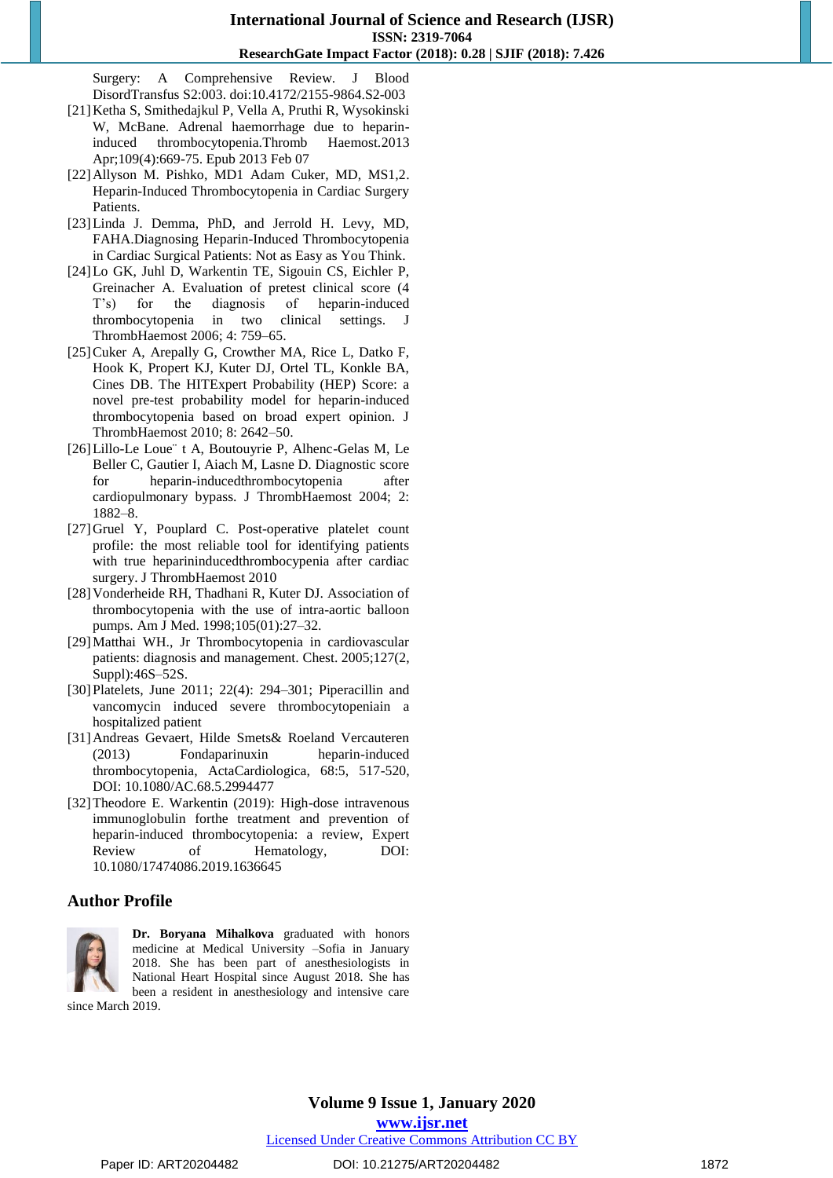Surgery: A Comprehensive Review. J Blood DisordTransfus S2:003. doi:10.4172/2155-9864.S2-003

[21] Ketha S, Smithedajkul P, Vella A, Pruthi R, Wysokinski W, McBane. Adrenal haemorrhage due to heparin-induced thrombocytopenia.Thromb Haemost.2013 Apr;109(4):669-75. Epub 2013 Feb 07

[22] Allyson M. Pishko, MD1 Adam Cuker, MD, MS1,2. Heparin-Induced Thrombocytopenia in Cardiac Surgery Patients.

[23] Linda J. Demma, PhD, and Jerrold H. Levy, MD, FAHA.Diagnosing Heparin-Induced Thrombocytopenia in Cardiac Surgical Patients: Not as Easy as You Think.

[24] Lo GK, Juhl D, Warkentin TE, Sigouin CS, Eichler P, Greinacher A. Evaluation of pretest clinical score (4 T's) for the diagnosis of heparin-induced thrombocytopenia in two clinical settings. J ThrombHaemost 2006; 4: 759–65.

[25] Cuker A, Arepally G, Crowther MA, Rice L, Datko F, Hook K, Propert KJ, Kuter DJ, Ortel TL, Konkle BA, Cines DB. The HITExpert Probability (HEP) Score: a novel pre-test probability model for heparin-induced thrombocytopenia based on broad expert opinion. J ThrombHaemost 2010; 8: 2642–50.

[26] Lillo-Le Loue¨ t A, Boutouyrie P, Alhenc-Gelas M, Le Beller C, Gautier I, Aiach M, Lasne D. Diagnostic score for heparin-inducedthrombocytopenia after cardiopulmonary bypass. J ThrombHaemost 2004; 2: 1882–8.

[27] Gruel Y, Pouplard C. Post-operative platelet count profile: the most reliable tool for identifying patients with true heparininducedthrombocypenia after cardiac surgery. J ThrombHaemost 2010

[28] Vonderheide RH, Thadhani R, Kuter DJ. Association of thrombocytopenia with the use of intra-aortic balloon pumps. Am J Med. 1998;105(01):27–32.

[29] Matthai WH., Jr Thrombocytopenia in cardiovascular patients: diagnosis and management. Chest. 2005;127(2, Suppl):46S–52S.

[30] Platelets, June 2011; 22(4): 294–301; Piperacillin and vancomycin induced severe thrombocytopeniain a hospitalized patient

[31] Andreas Gevaert, Hilde Smets& Roeland Vercauteren (2013) Fondaparinuxin heparin-induced thrombocytopenia, ActaCardiologica, 68:5, 517-520, DOI: 10.1080/AC.68.5.2994477

[32] Theodore E. Warkentin (2019): High-dose intravenous immunoglobulin forthe treatment and prevention of heparin-induced thrombocytopenia: a review, Expert Review of Hematology, DOI: 10.1080/17474086.2019.1636645

## Author Profile

**Dr. Boryana Mihalkova** graduated with honors medicine at Medical University –Sofia in January 2018. She has been part of anesthesiologists in National Heart Hospital since August 2018. She has been a resident in anesthesiology and intensive care since March 2019.